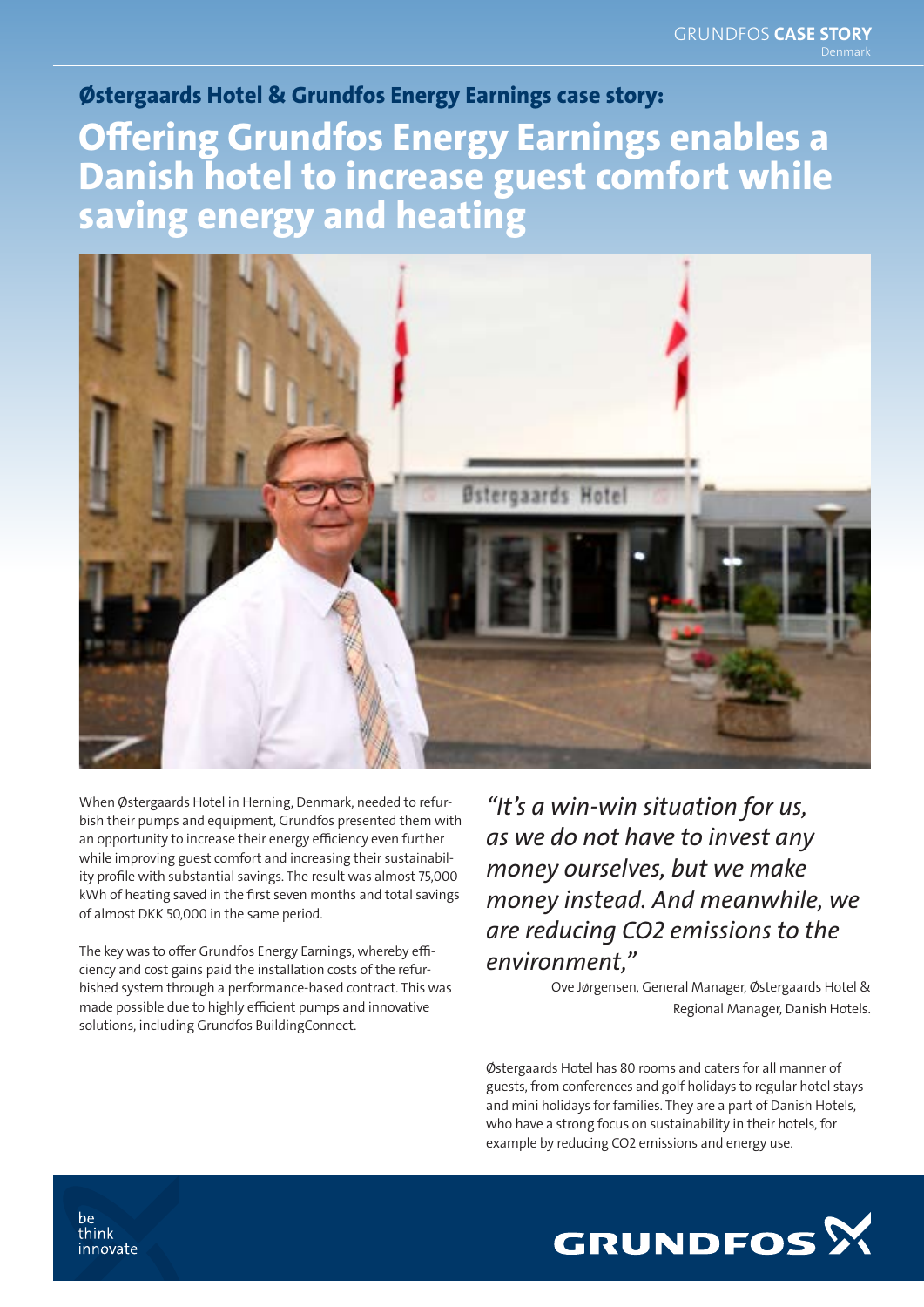GRUNDFOS **CASE STORY**
Denmark

## Østergaards Hotel & Grundfos Energy Earnings case story:

# Offering Grundfos Energy Earnings enables a Danish hotel to increase guest comfort while saving energy and heating

When Østergaards Hotel in Herning, Denmark, needed to refurbish their pumps and equipment, Grundfos presented them with an opportunity to increase their energy efficiency even further while improving guest comfort and increasing their sustainability profile with substantial savings. The result was almost 75,000 kWh of heating saved in the first seven months and total savings of almost DKK 50,000 in the same period.

The key was to offer Grundfos Energy Earnings, whereby efficiency and cost gains paid the installation costs of the refurbished system through a performance-based contract. This was made possible due to highly efficient pumps and innovative solutions, including Grundfos BuildingConnect.

*"It's a win-win situation for us, as we do not have to invest any money ourselves, but we make money instead. And meanwhile, we are reducing CO2 emissions to the environment,"*

Ove Jørgensen, General Manager, Østergaards Hotel & Regional Manager, Danish Hotels.

Østergaards Hotel has 80 rooms and caters for all manner of guests, from conferences and golf holidays to regular hotel stays and mini holidays for families. They are a part of Danish Hotels, who have a strong focus on sustainability in their hotels, for example by reducing $CO_2$ emissions and energy use.

be
think
innovate

GRUNDFOS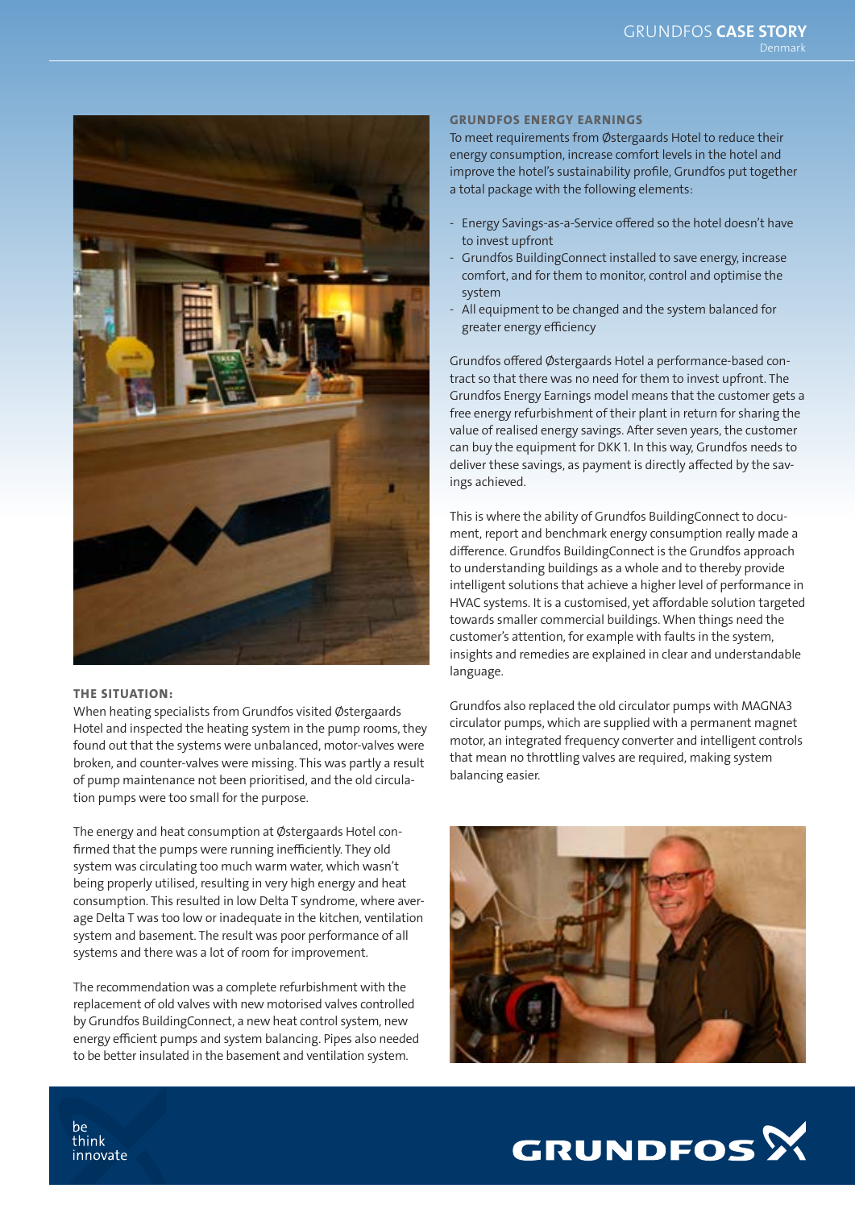### THE SITUATION:

When heating specialists from Grundfos visited Østergaards Hotel and inspected the heating system in the pump rooms, they found out that the systems were unbalanced, motor-valves were broken, and counter-valves were missing. This was partly a result of pump maintenance not been prioritised, and the old circulation pumps were too small for the purpose.

The energy and heat consumption at Østergaards Hotel confirmed that the pumps were running inefficiently. They old system was circulating too much warm water, which wasn't being properly utilised, resulting in very high energy and heat consumption. This resulted in low Delta T syndrome, where average Delta T was too low or inadequate in the kitchen, ventilation system and basement. The result was poor performance of all systems and there was a lot of room for improvement.

The recommendation was a complete refurbishment with the replacement of old valves with new motorised valves controlled by Grundfos BuildingConnect, a new heat control system, new energy efficient pumps and system balancing. Pipes also needed to be better insulated in the basement and ventilation system.

### GRUNDFOS ENERGY EARNINGS

To meet requirements from Østergaards Hotel to reduce their energy consumption, increase comfort levels in the hotel and improve the hotel's sustainability profile, Grundfos put together a total package with the following elements:

- Energy Savings-as-a-Service offered so the hotel doesn't have to invest upfront
- Grundfos BuildingConnect installed to save energy, increase comfort, and for them to monitor, control and optimise the system
- All equipment to be changed and the system balanced for greater energy efficiency

Grundfos offered Østergaards Hotel a performance-based contract so that there was no need for them to invest upfront. The Grundfos Energy Earnings model means that the customer gets a free energy refurbishment of their plant in return for sharing the value of realised energy savings. After seven years, the customer can buy the equipment for DKK 1. In this way, Grundfos needs to deliver these savings, as payment is directly affected by the savings achieved.

This is where the ability of Grundfos BuildingConnect to document, report and benchmark energy consumption really made a difference. Grundfos BuildingConnect is the Grundfos approach to understanding buildings as a whole and to thereby provide intelligent solutions that achieve a higher level of performance in HVAC systems. It is a customised, yet affordable solution targeted towards smaller commercial buildings. When things need the customer's attention, for example with faults in the system, insights and remedies are explained in clear and understandable language.

Grundfos also replaced the old circulator pumps with MAGNA3 circulator pumps, which are supplied with a permanent magnet motor, an integrated frequency converter and intelligent controls that mean no throttling valves are required, making system balancing easier.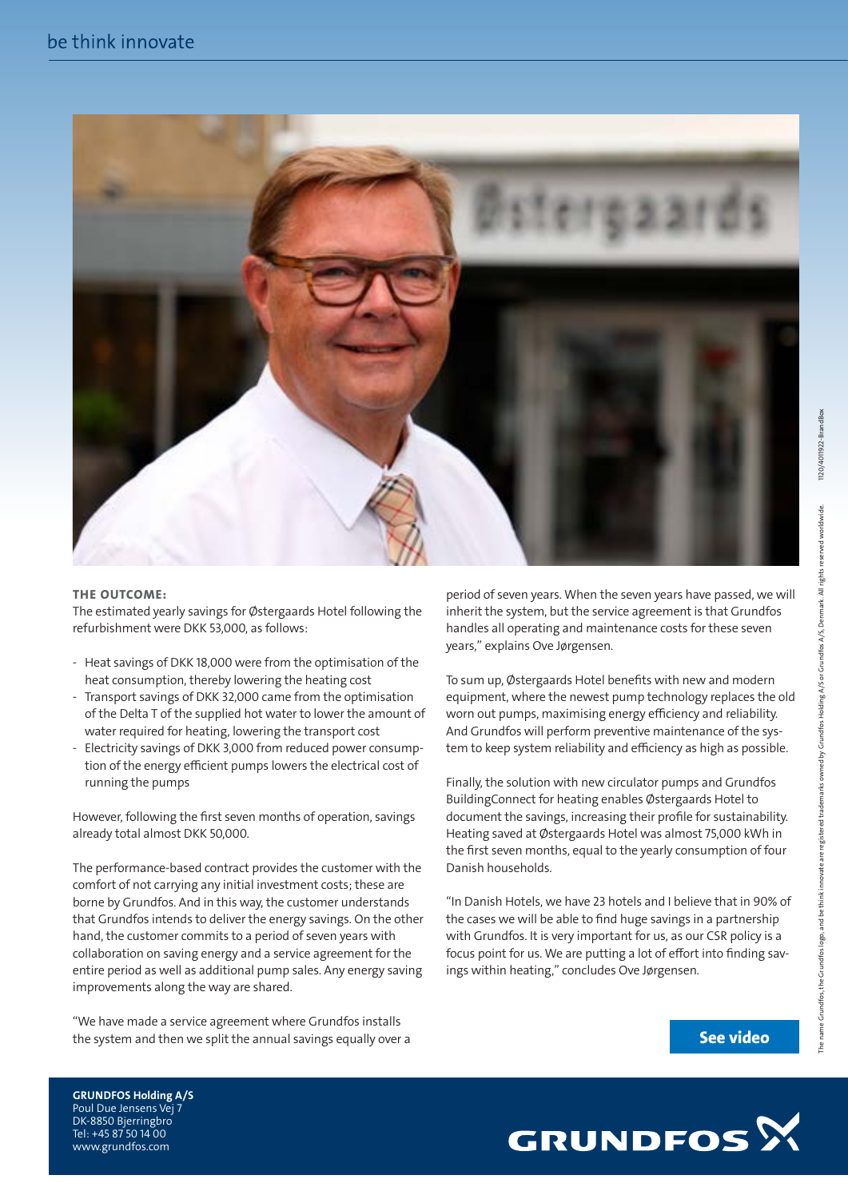**THE OUTCOME:**

The estimated yearly savings for Østergaards Hotel following the refurbishment were DKK 53,000, as follows:

- Heat savings of DKK 18,000 were from the optimisation of the heat consumption, thereby lowering the heating cost
- Transport savings of DKK 32,000 came from the optimisation of the Delta T of the supplied hot water to lower the amount of water required for heating, lowering the transport cost
- Electricity savings of DKK 3,000 from reduced power consumption of the energy efficient pumps lowers the electrical cost of running the pumps

However, following the first seven months of operation, savings already total almost DKK 50,000.

The performance-based contract provides the customer with the comfort of not carrying any initial investment costs; these are borne by Grundfos. And in this way, the customer understands that Grundfos intends to deliver the energy savings. On the other hand, the customer commits to a period of seven years with collaboration on saving energy and a service agreement for the entire period as well as additional pump sales. Any energy saving improvements along the way are shared.

"We have made a service agreement where Grundfos installs the system and then we split the annual savings equally over a period of seven years. When the seven years have passed, we will inherit the system, but the service agreement is that Grundfos handles all operating and maintenance costs for these seven years," explains Ove Jørgensen.

To sum up, Østergaards Hotel benefits with new and modern equipment, where the newest pump technology replaces the old worn out pumps, maximising energy efficiency and reliability. And Grundfos will perform preventive maintenance of the system to keep system reliability and efficiency as high as possible.

Finally, the solution with new circulator pumps and Grundfos BuildingConnect for heating enables Østergaards Hotel to document the savings, increasing their profile for sustainability. Heating saved at Østergaards Hotel was almost 75,000 kWh in the first seven months, equal to the yearly consumption of four Danish households.

"In Danish Hotels, we have 23 hotels and I believe that in 90% of the cases we will be able to find huge savings in a partnership with Grundfos. It is very important for us, as our CSR policy is a focus point for us. We are putting a lot of effort into finding savings within heating," concludes Ove Jørgensen.

See video

**GRUNDFOS Holding A/S**
Poul Due Jensens Vej 7
DK-8850 Bjerringbro
Tel: +45 87 50 14 00
www.grundfos.com

The name Grundfos, the Grundfos logo, and be think innovate are registered trademarks owned by Grundfos Holding A/S or Grundfos A/S, Denmark. All rights reserved worldwide.

1120/4011922-BrandBox